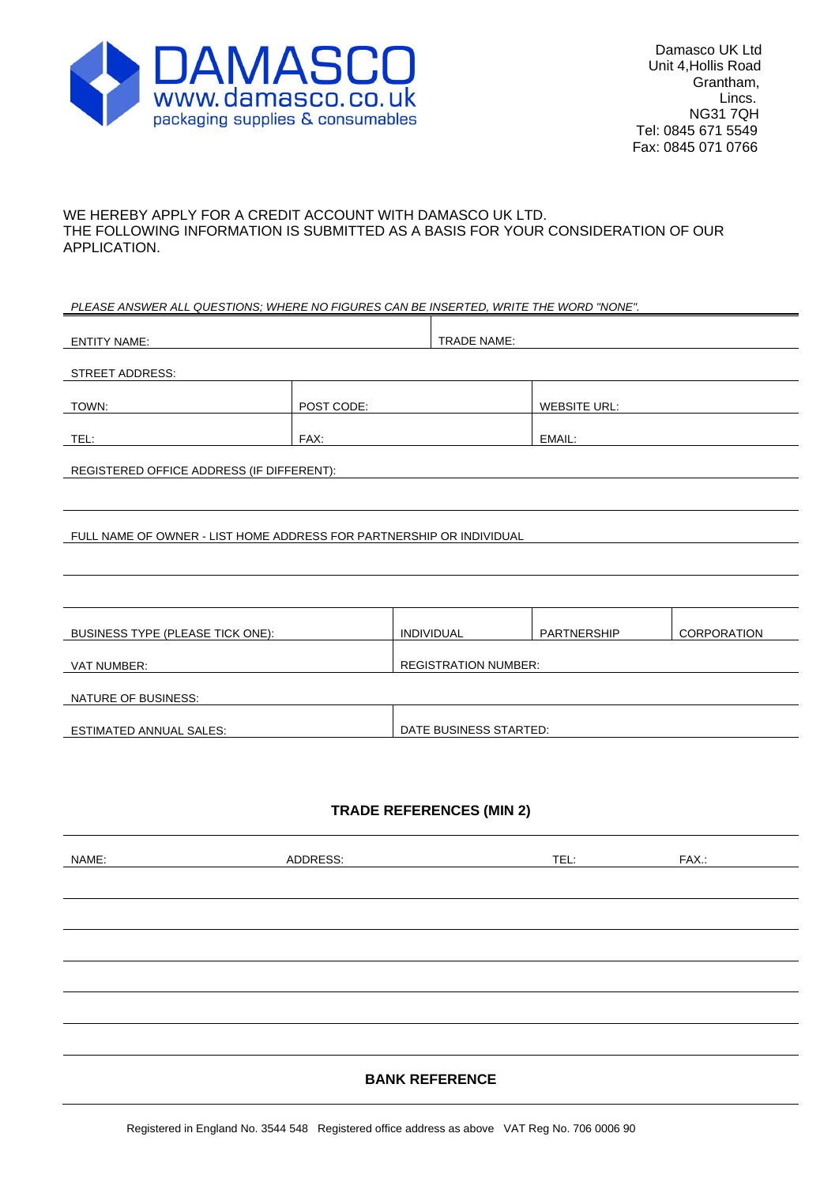DAMASCO
www.damasco.co.uk
packaging supplies & consumables

Damasco UK Ltd
Unit 4,Hollis Road
Grantham,
Lincs.
NG31 7QH
Tel: 0845 671 5549
Fax: 0845 071 0766

WE HEREBY APPLY FOR A CREDIT ACCOUNT WITH DAMASCO UK LTD.
THE FOLLOWING INFORMATION IS SUBMITTED AS A BASIS FOR YOUR CONSIDERATION OF OUR APPLICATION.

*PLEASE ANSWER ALL QUESTIONS; WHERE NO FIGURES CAN BE INSERTED, WRITE THE WORD "NONE".*

| ENTITY NAME: | TRADE NAME: |
|---|---|

STREET ADDRESS:

| TOWN: | POST CODE: | WEBSITE URL: |
|---|---|---|
| TEL: | FAX: | EMAIL: |

REGISTERED OFFICE ADDRESS (IF DIFFERENT):

FULL NAME OF OWNER - LIST HOME ADDRESS FOR PARTNERSHIP OR INDIVIDUAL

| BUSINESS TYPE (PLEASE TICK ONE): | INDIVIDUAL | PARTNERSHIP | CORPORATION |
|---|---|---|---|
| VAT NUMBER: | REGISTRATION NUMBER: | | |

NATURE OF BUSINESS:

| ESTIMATED ANNUAL SALES: | DATE BUSINESS STARTED: |
|---|---|

## TRADE REFERENCES (MIN 2)

| NAME: | ADDRESS: | TEL: | FAX.: |
|---|---|---|---|
| | | | |
| | | | |
| | | | |
| | | | |
| | | | |
| | | | |

## BANK REFERENCE

Registered in England No. 3544 548 Registered office address as above VAT Reg No. 706 0006 90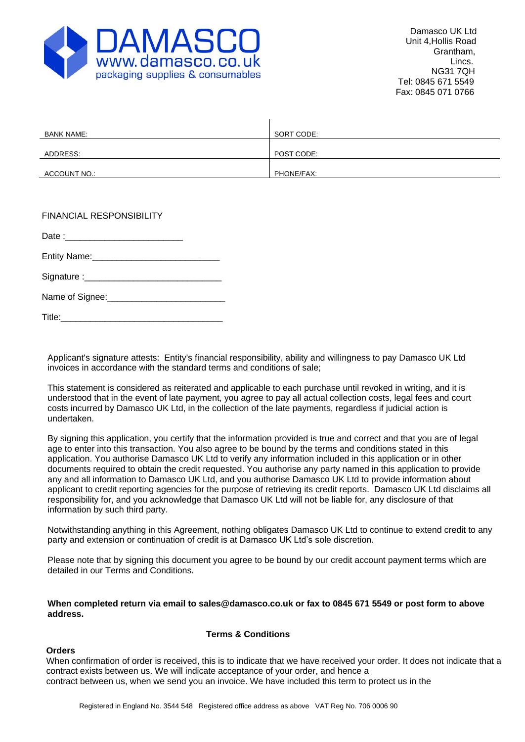**DAMASCO**
www.damasco.co.uk
packaging supplies & consumables

Damasco UK Ltd
Unit 4,Hollis Road
Grantham,
Lincs.
NG31 7QH
Tel: 0845 671 5549
Fax: 0845 071 0766

| BANK NAME: | SORT CODE: |
|---|---|
| ADDRESS: | POST CODE: |
| ACCOUNT NO.: | PHONE/FAX: |

FINANCIAL RESPONSIBILITY

Date :________________________

Entity Name:__________________________

Signature :____________________________

Name of Signee:________________________

Title:_________________________________

Applicant's signature attests: Entity's financial responsibility, ability and willingness to pay Damasco UK Ltd invoices in accordance with the standard terms and conditions of sale;

This statement is considered as reiterated and applicable to each purchase until revoked in writing, and it is understood that in the event of late payment, you agree to pay all actual collection costs, legal fees and court costs incurred by Damasco UK Ltd, in the collection of the late payments, regardless if judicial action is undertaken.

By signing this application, you certify that the information provided is true and correct and that you are of legal age to enter into this transaction. You also agree to be bound by the terms and conditions stated in this application. You authorise Damasco UK Ltd to verify any information included in this application or in other documents required to obtain the credit requested. You authorise any party named in this application to provide any and all information to Damasco UK Ltd, and you authorise Damasco UK Ltd to provide information about applicant to credit reporting agencies for the purpose of retrieving its credit reports. Damasco UK Ltd disclaims all responsibility for, and you acknowledge that Damasco UK Ltd will not be liable for, any disclosure of that information by such third party.

Notwithstanding anything in this Agreement, nothing obligates Damasco UK Ltd to continue to extend credit to any party and extension or continuation of credit is at Damasco UK Ltd's sole discretion.

Please note that by signing this document you agree to be bound by our credit account payment terms which are detailed in our Terms and Conditions.

**When completed return via email to sales@damasco.co.uk or fax to 0845 671 5549 or post form to above address.**

## Terms & Conditions

**Orders**

When confirmation of order is received, this is to indicate that we have received your order. It does not indicate that a contract exists between us. We will indicate acceptance of your order, and hence a contract between us, when we send you an invoice. We have included this term to protect us in the

Registered in England No. 3544 548 Registered office address as above VAT Reg No. 706 0006 90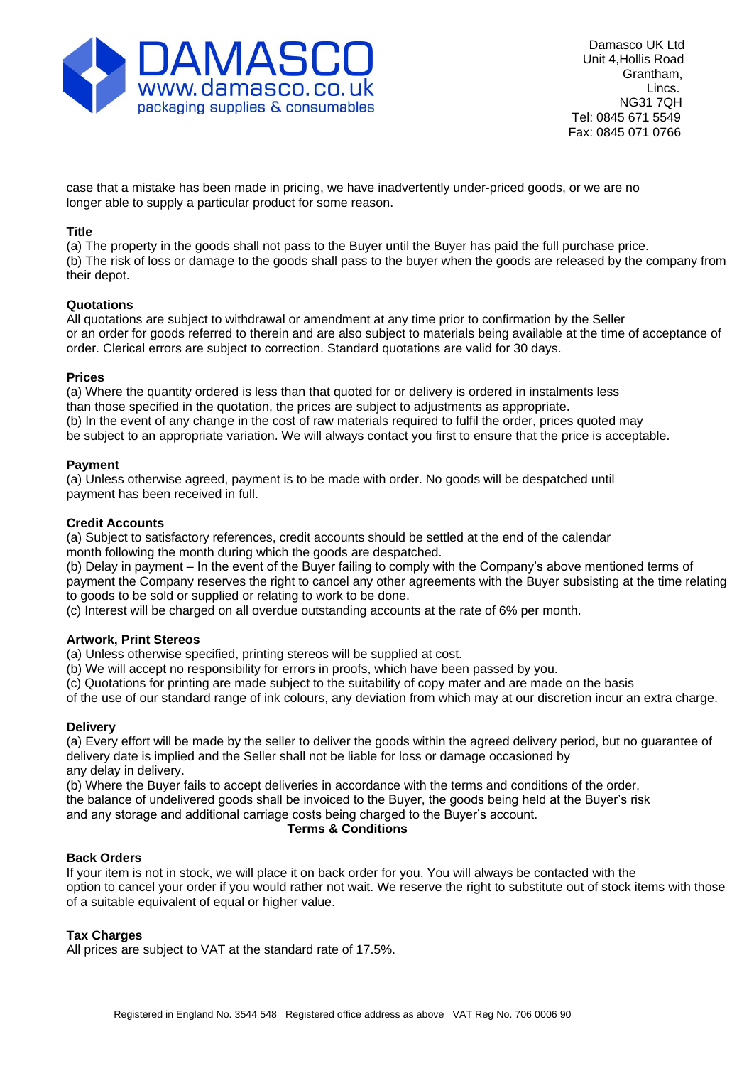case that a mistake has been made in pricing, we have inadvertently under-priced goods, or we are no longer able to supply a particular product for some reason.

**Title**

(a) The property in the goods shall not pass to the Buyer until the Buyer has paid the full purchase price.
(b) The risk of loss or damage to the goods shall pass to the buyer when the goods are released by the company from their depot.

**Quotations**

All quotations are subject to withdrawal or amendment at any time prior to confirmation by the Seller or an order for goods referred to therein and are also subject to materials being available at the time of acceptance of order. Clerical errors are subject to correction. Standard quotations are valid for 30 days.

**Prices**

(a) Where the quantity ordered is less than that quoted for or delivery is ordered in instalments less than those specified in the quotation, the prices are subject to adjustments as appropriate.
(b) In the event of any change in the cost of raw materials required to fulfil the order, prices quoted may be subject to an appropriate variation. We will always contact you first to ensure that the price is acceptable.

**Payment**

(a) Unless otherwise agreed, payment is to be made with order. No goods will be despatched until payment has been received in full.

**Credit Accounts**

(a) Subject to satisfactory references, credit accounts should be settled at the end of the calendar month following the month during which the goods are despatched.
(b) Delay in payment – In the event of the Buyer failing to comply with the Company's above mentioned terms of payment the Company reserves the right to cancel any other agreements with the Buyer subsisting at the time relating to goods to be sold or supplied or relating to work to be done.
(c) Interest will be charged on all overdue outstanding accounts at the rate of 6% per month.

**Artwork, Print Stereos**

(a) Unless otherwise specified, printing stereos will be supplied at cost.
(b) We will accept no responsibility for errors in proofs, which have been passed by you.
(c) Quotations for printing are made subject to the suitability of copy mater and are made on the basis of the use of our standard range of ink colours, any deviation from which may at our discretion incur an extra charge.

**Delivery**

(a) Every effort will be made by the seller to deliver the goods within the agreed delivery period, but no guarantee of delivery date is implied and the Seller shall not be liable for loss or damage occasioned by any delay in delivery.
(b) Where the Buyer fails to accept deliveries in accordance with the terms and conditions of the order, the balance of undelivered goods shall be invoiced to the Buyer, the goods being held at the Buyer's risk and any storage and additional carriage costs being charged to the Buyer's account.

**Terms & Conditions**

**Back Orders**

If your item is not in stock, we will place it on back order for you. You will always be contacted with the option to cancel your order if you would rather not wait. We reserve the right to substitute out of stock items with those of a suitable equivalent of equal or higher value.

**Tax Charges**

All prices are subject to VAT at the standard rate of 17.5%.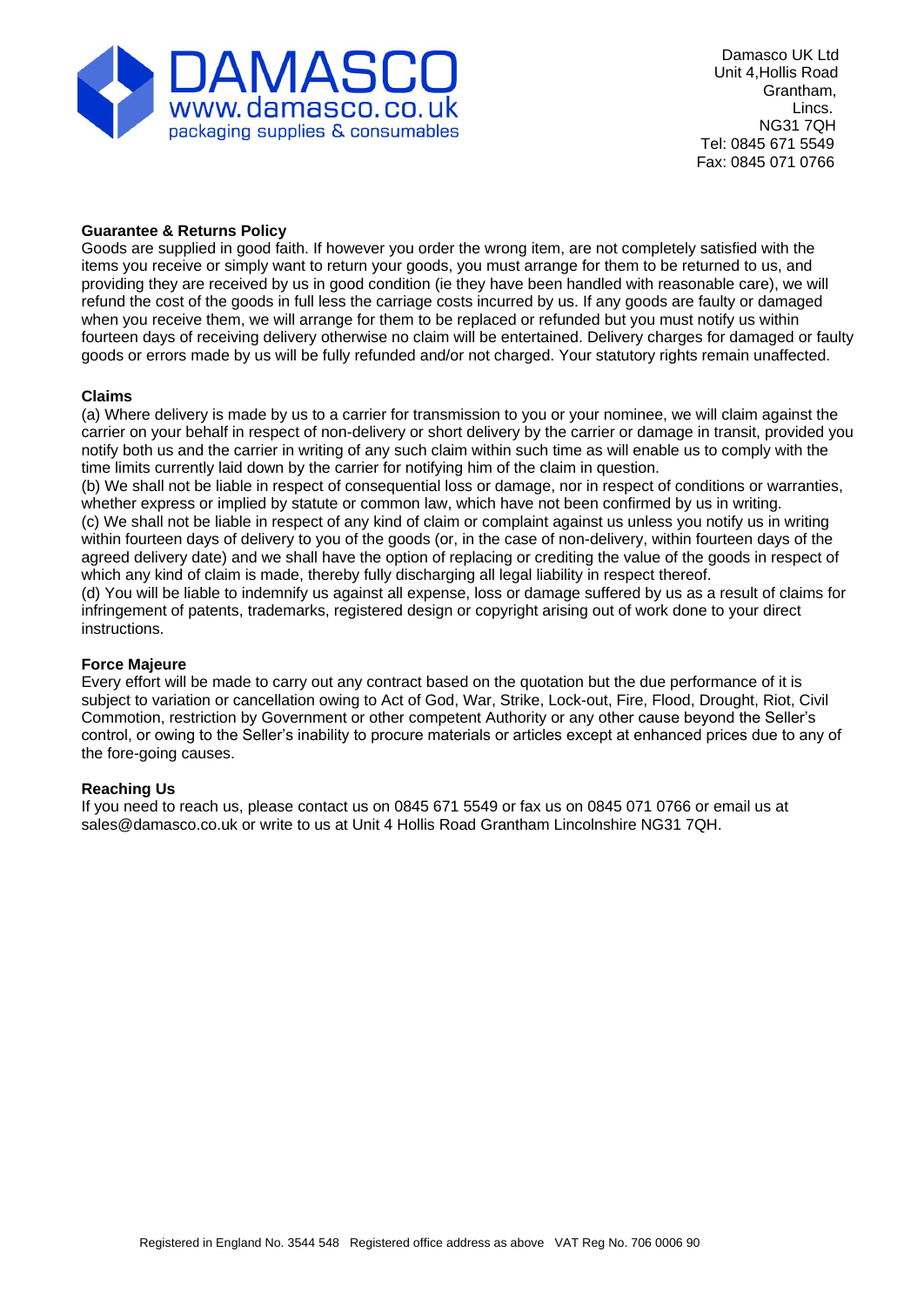DAMASCO
www.damasco.co.uk
packaging supplies & consumables

Damasco UK Ltd
Unit 4,Hollis Road
Grantham,
Lincs.
NG31 7QH
Tel: 0845 671 5549
Fax: 0845 071 0766

**Guarantee & Returns Policy**

Goods are supplied in good faith. If however you order the wrong item, are not completely satisfied with the items you receive or simply want to return your goods, you must arrange for them to be returned to us, and providing they are received by us in good condition (ie they have been handled with reasonable care), we will refund the cost of the goods in full less the carriage costs incurred by us. If any goods are faulty or damaged when you receive them, we will arrange for them to be replaced or refunded but you must notify us within fourteen days of receiving delivery otherwise no claim will be entertained. Delivery charges for damaged or faulty goods or errors made by us will be fully refunded and/or not charged. Your statutory rights remain unaffected.

**Claims**

(a) Where delivery is made by us to a carrier for transmission to you or your nominee, we will claim against the carrier on your behalf in respect of non-delivery or short delivery by the carrier or damage in transit, provided you notify both us and the carrier in writing of any such claim within such time as will enable us to comply with the time limits currently laid down by the carrier for notifying him of the claim in question.

(b) We shall not be liable in respect of consequential loss or damage, nor in respect of conditions or warranties, whether express or implied by statute or common law, which have not been confirmed by us in writing.

(c) We shall not be liable in respect of any kind of claim or complaint against us unless you notify us in writing within fourteen days of delivery to you of the goods (or, in the case of non-delivery, within fourteen days of the agreed delivery date) and we shall have the option of replacing or crediting the value of the goods in respect of which any kind of claim is made, thereby fully discharging all legal liability in respect thereof.

(d) You will be liable to indemnify us against all expense, loss or damage suffered by us as a result of claims for infringement of patents, trademarks, registered design or copyright arising out of work done to your direct instructions.

**Force Majeure**

Every effort will be made to carry out any contract based on the quotation but the due performance of it is subject to variation or cancellation owing to Act of God, War, Strike, Lock-out, Fire, Flood, Drought, Riot, Civil Commotion, restriction by Government or other competent Authority or any other cause beyond the Seller's control, or owing to the Seller's inability to procure materials or articles except at enhanced prices due to any of the fore-going causes.

**Reaching Us**

If you need to reach us, please contact us on 0845 671 5549 or fax us on 0845 071 0766 or email us at sales@damasco.co.uk or write to us at Unit 4 Hollis Road Grantham Lincolnshire NG31 7QH.

Registered in England No. 3544 548 Registered office address as above VAT Reg No. 706 0006 90